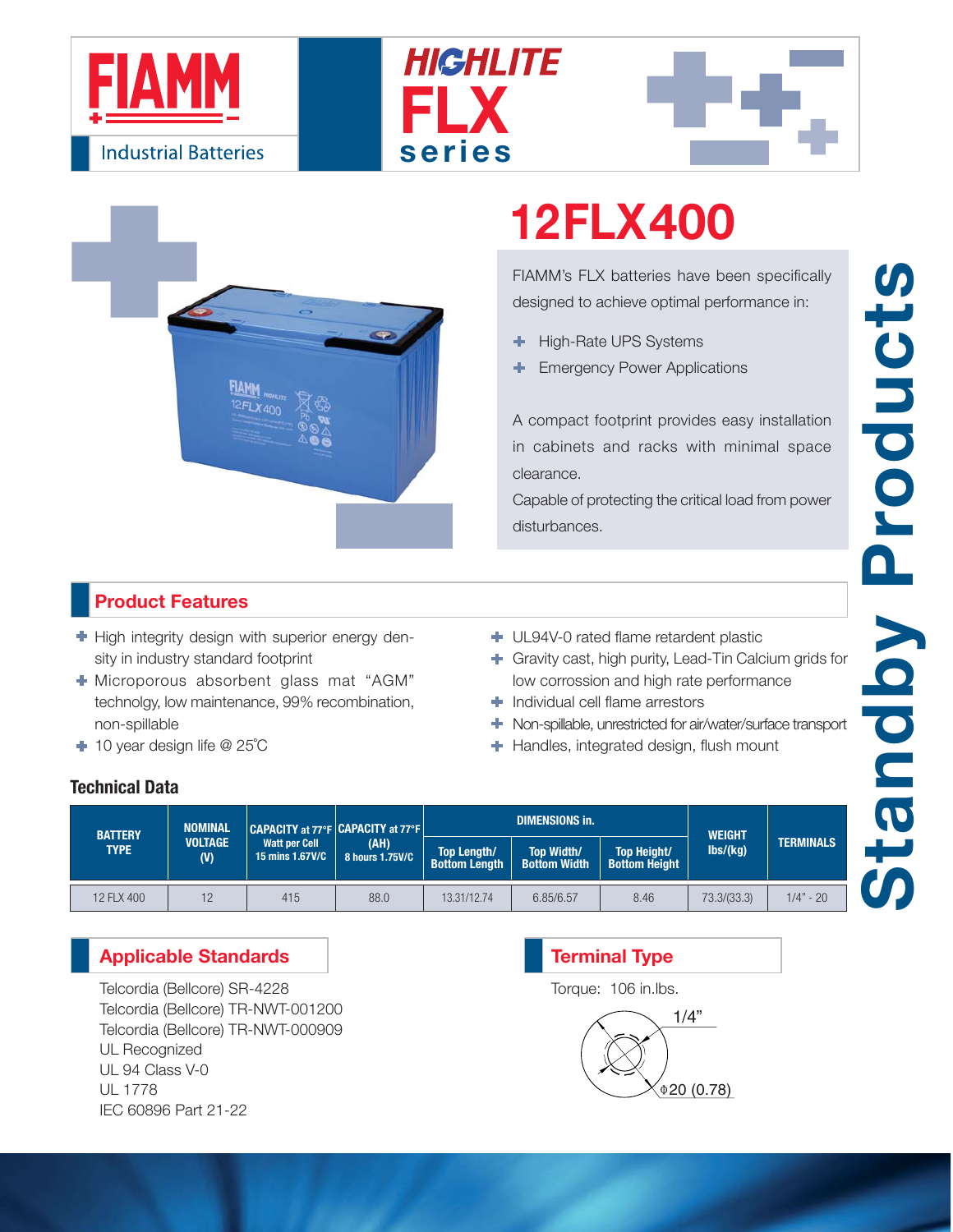FIAMM

Industrial Batteries

HIGHLITE FLX series

# 12FLX400

FIAMM's FLX batteries have been specifically designed to achieve optimal performance in:

- High-Rate UPS Systems
- Emergency Power Applications

A compact footprint provides easy installation in cabinets and racks with minimal space clearance.

Capable of protecting the critical load from power disturbances.

Standby Products

## Product Features

- High integrity design with superior energy density in industry standard footprint
- Microporous absorbent glass mat "AGM" technolgy, low maintenance, 99% recombination, non-spillable
- 10 year design life @ 25˚C
- UL94V-0 rated flame retardent plastic
- Gravity cast, high purity, Lead-Tin Calcium grids for low corrossion and high rate performance
- Individual cell flame arrestors
- Non-spillable, unrestricted for air/water/surface transport
- Handles, integrated design, flush mount

### Technical Data

| BATTERY TYPE | NOMINAL VOLTAGE (V) | CAPACITY at 77°F Watt per Cell 15 mins 1.67V/C | CAPACITY at 77°F (AH) 8 hours 1.75V/C | DIMENSIONS in. | | | WEIGHT lbs/(kg) | TERMINALS |
|---|---|---|---|---|---|---|---|---|
| | | | | Top Length/ Bottom Length | Top Width/ Bottom Width | Top Height/ Bottom Height | | |
| 12 FLX 400 | 12 | 415 | 88.0 | 13.31/12.74 | 6.85/6.57 | 8.46 | 73.3/(33.3) | 1/4" - 20 |

## Applicable Standards

Telcordia (Bellcore) SR-4228
Telcordia (Bellcore) TR-NWT-001200
Telcordia (Bellcore) TR-NWT-000909
UL Recognized
UL 94 Class V-0
UL 1778
IEC 60896 Part 21-22

## Terminal Type

Torque: 106 in.lbs.

1/4"

ϕ20 (0.78)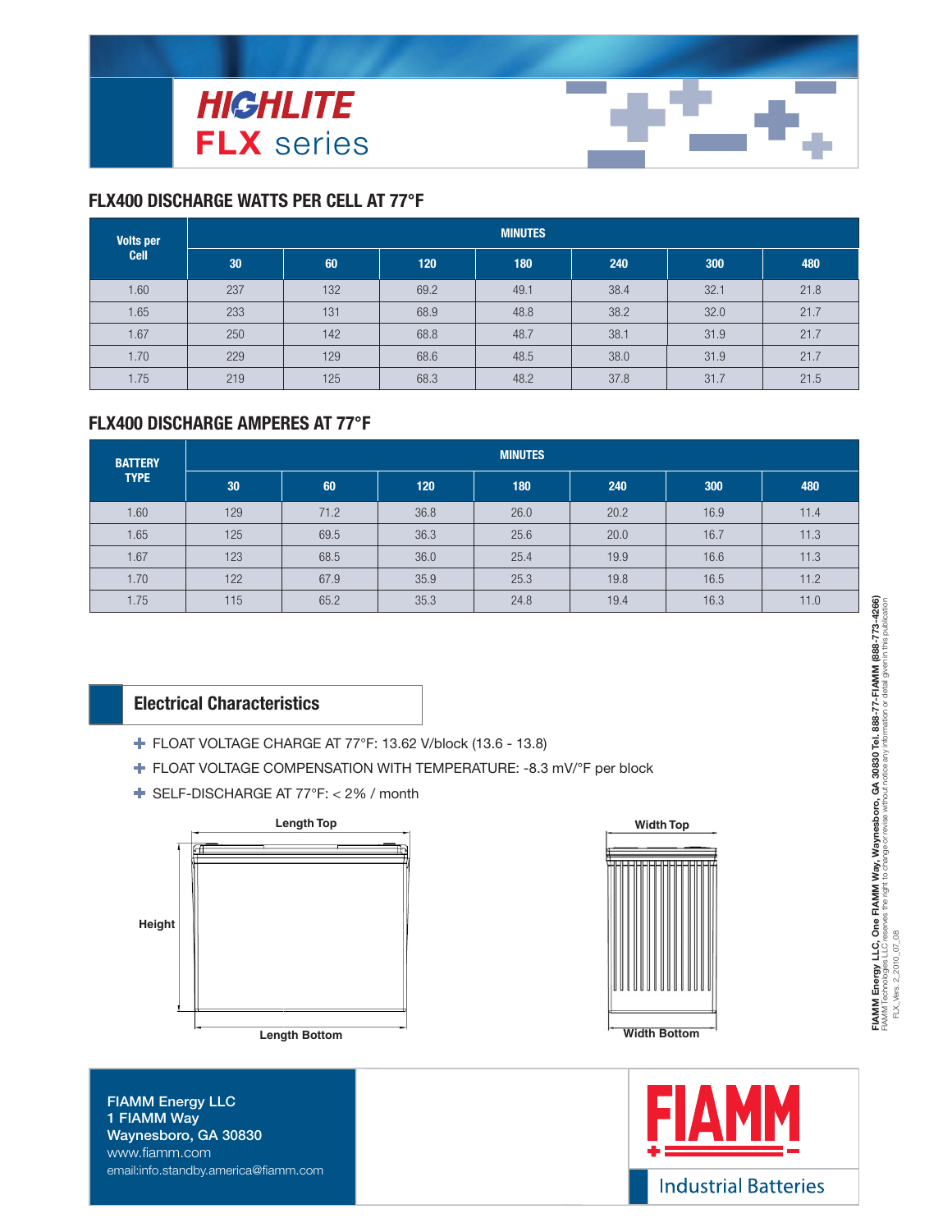# HIGHLITE FLX series

## FLX400 DISCHARGE WATTS PER CELL AT 77°F

| Volts per Cell | MINUTES | | | | | | |
|---|---|---|---|---|---|---|---|
| | 30 | 60 | 120 | 180 | 240 | 300 | 480 |
| 1.60 | 237 | 132 | 69.2 | 49.1 | 38.4 | 32.1 | 21.8 |
| 1.65 | 233 | 131 | 68.9 | 48.8 | 38.2 | 32.0 | 21.7 |
| 1.67 | 250 | 142 | 68.8 | 48.7 | 38.1 | 31.9 | 21.7 |
| 1.70 | 229 | 129 | 68.6 | 48.5 | 38.0 | 31.9 | 21.7 |
| 1.75 | 219 | 125 | 68.3 | 48.2 | 37.8 | 31.7 | 21.5 |

## FLX400 DISCHARGE AMPERES AT 77°F

| BATTERY TYPE | MINUTES | | | | | | |
|---|---|---|---|---|---|---|---|
| | 30 | 60 | 120 | 180 | 240 | 300 | 480 |
| 1.60 | 129 | 71.2 | 36.8 | 26.0 | 20.2 | 16.9 | 11.4 |
| 1.65 | 125 | 69.5 | 36.3 | 25.6 | 20.0 | 16.7 | 11.3 |
| 1.67 | 123 | 68.5 | 36.0 | 25.4 | 19.9 | 16.6 | 11.3 |
| 1.70 | 122 | 67.9 | 35.9 | 25.3 | 19.8 | 16.5 | 11.2 |
| 1.75 | 115 | 65.2 | 35.3 | 24.8 | 19.4 | 16.3 | 11.0 |

## Electrical Characteristics

- FLOAT VOLTAGE CHARGE AT 77°F: 13.62 V/block (13.6 - 13.8)
- FLOAT VOLTAGE COMPENSATION WITH TEMPERATURE: -8.3 mV/°F per block
- SELF-DISCHARGE AT 77°F: < 2% / month

Length Top

Height

Length Bottom

Width Top

Width Bottom

**FIAMM Energy LLC, One FIAMM Way, Waynesboro, GA 30830 Tel. 888-77-FIAMM (888-773-4266)**
FIAMM Technologies LLC reserves the right to change or revise without notice any information or detail given in this publication
FLX_Vers. 2_2010_07_08

FIAMM Energy LLC
1 FIAMM Way
Waynesboro, GA 30830
www.fiamm.com
email:info.standby.america@fiamm.com

FIAMM
Industrial Batteries